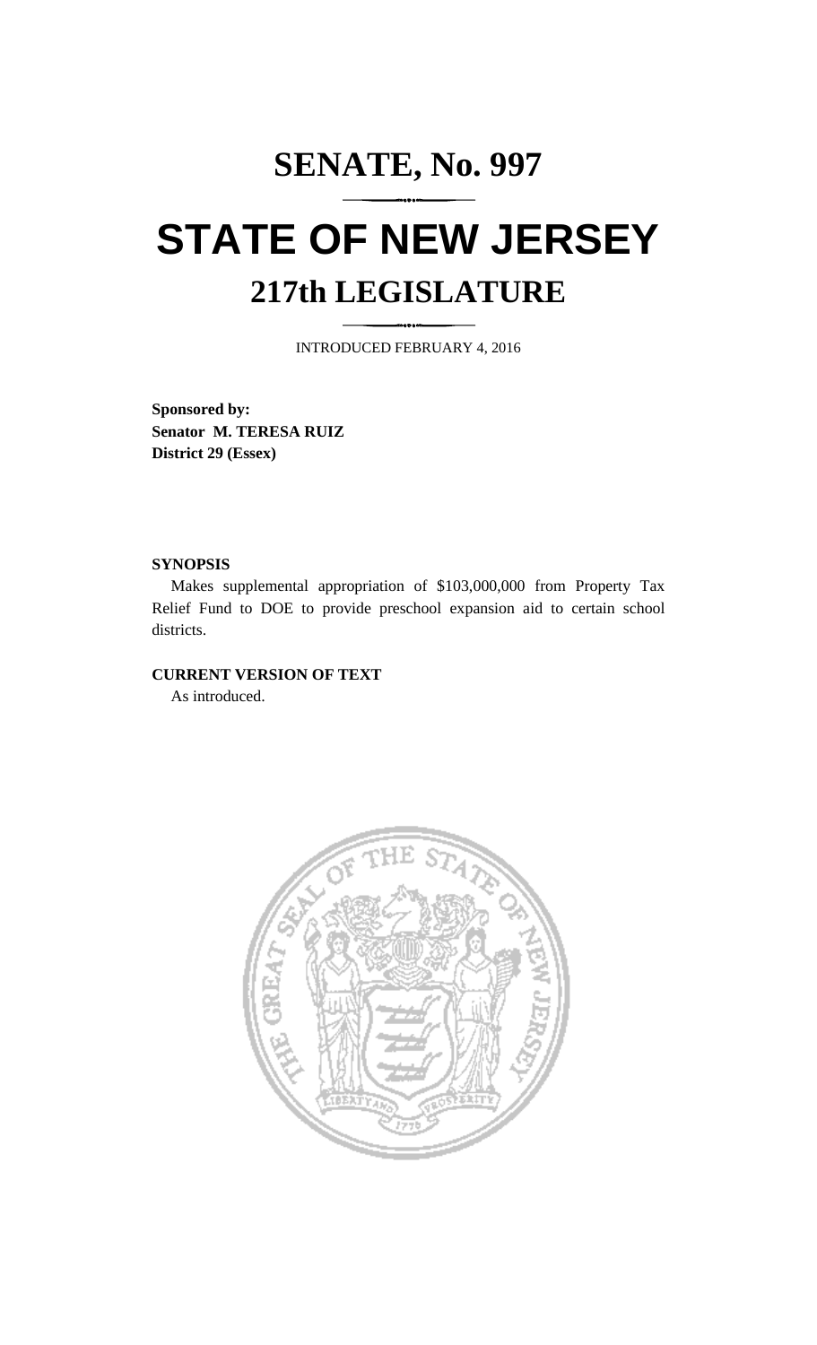# SENATE, No. 997

# STATE OF NEW JERSEY

## 217th LEGISLATURE

INTRODUCED FEBRUARY 4, 2016

**Sponsored by:**
**Senator M. TERESA RUIZ**
**District 29 (Essex)**

**SYNOPSIS**

Makes supplemental appropriation of $103,000,000 from Property Tax Relief Fund to DOE to provide preschool expansion aid to certain school districts.

**CURRENT VERSION OF TEXT**

As introduced.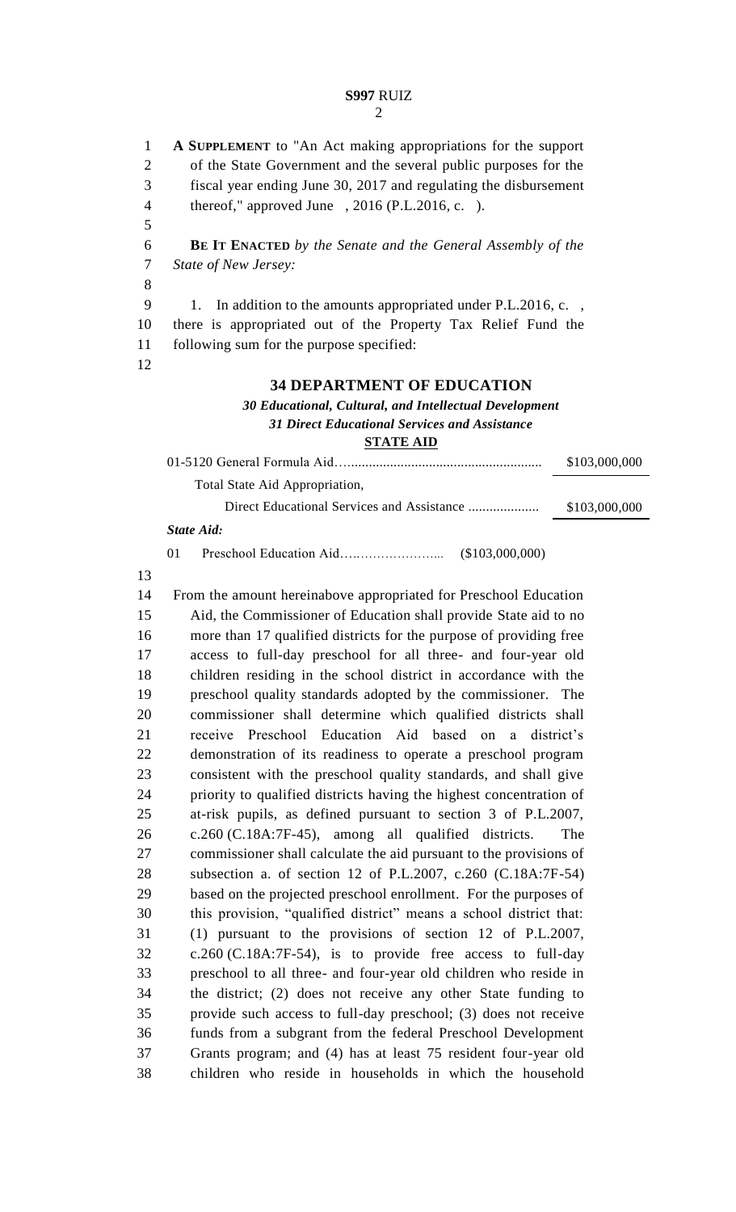**A SUPPLEMENT** to "An Act making appropriations for the support of the State Government and the several public purposes for the fiscal year ending June 30, 2017 and regulating the disbursement thereof," approved June , 2016 (P.L.2016, c. ).

**BE IT ENACTED** *by the Senate and the General Assembly of the State of New Jersey:*

1. In addition to the amounts appropriated under P.L.2016, c. , there is appropriated out of the Property Tax Relief Fund the following sum for the purpose specified:

## 34 DEPARTMENT OF EDUCATION

***30 Educational, Cultural, and Intellectual Development***

***31 Direct Educational Services and Assistance***

**STATE AID**

| | |
|---|---|
| 01-5120 General Formula Aid........................................................ | $103,000,000 |
| Total State Aid Appropriation, | |
| Direct Educational Services and Assistance .................... | $103,000,000 |

***State Aid:***

01 Preschool Education Aid…..……………….... ($103,000,000)

From the amount hereinabove appropriated for Preschool Education Aid, the Commissioner of Education shall provide State aid to no more than 17 qualified districts for the purpose of providing free access to full-day preschool for all three- and four-year old children residing in the school district in accordance with the preschool quality standards adopted by the commissioner. The commissioner shall determine which qualified districts shall receive Preschool Education Aid based on a district's demonstration of its readiness to operate a preschool program consistent with the preschool quality standards, and shall give priority to qualified districts having the highest concentration of at-risk pupils, as defined pursuant to section 3 of P.L.2007, c.260 (C.18A:7F-45), among all qualified districts. The commissioner shall calculate the aid pursuant to the provisions of subsection a. of section 12 of P.L.2007, c.260 (C.18A:7F-54) based on the projected preschool enrollment. For the purposes of this provision, "qualified district" means a school district that: (1) pursuant to the provisions of section 12 of P.L.2007, c.260 (C.18A:7F-54), is to provide free access to full-day preschool to all three- and four-year old children who reside in the district; (2) does not receive any other State funding to provide such access to full-day preschool; (3) does not receive funds from a subgrant from the federal Preschool Development Grants program; and (4) has at least 75 resident four-year old children who reside in households in which the household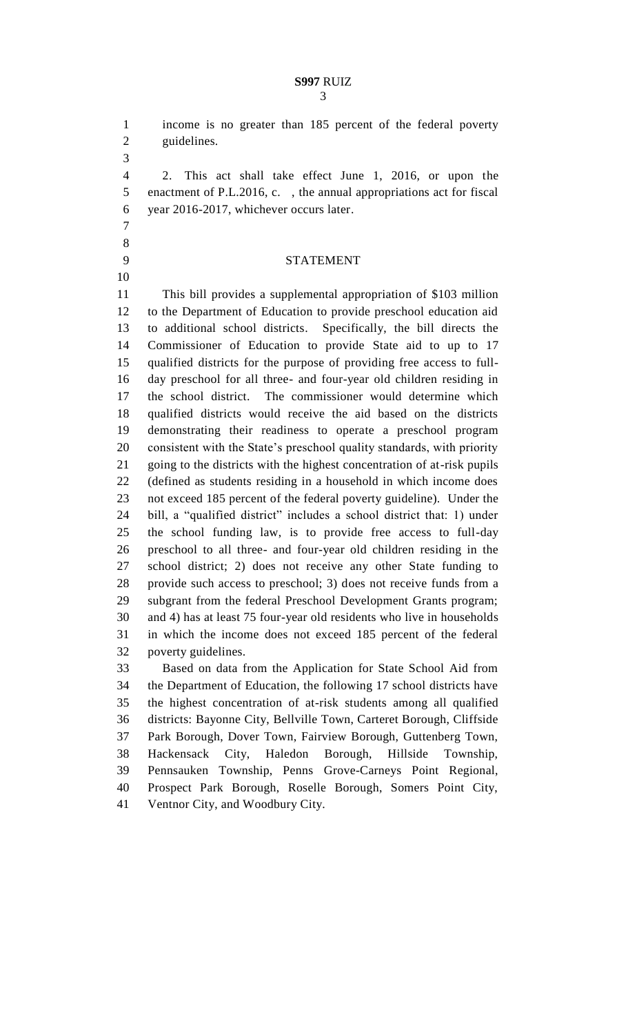income is no greater than 185 percent of the federal poverty guidelines.

2. This act shall take effect June 1, 2016, or upon the enactment of P.L.2016, c. , the annual appropriations act for fiscal year 2016-2017, whichever occurs later.

## STATEMENT

This bill provides a supplemental appropriation of $103 million to the Department of Education to provide preschool education aid to additional school districts. Specifically, the bill directs the Commissioner of Education to provide State aid to up to 17 qualified districts for the purpose of providing free access to full-day preschool for all three- and four-year old children residing in the school district. The commissioner would determine which qualified districts would receive the aid based on the districts demonstrating their readiness to operate a preschool program consistent with the State's preschool quality standards, with priority going to the districts with the highest concentration of at-risk pupils (defined as students residing in a household in which income does not exceed 185 percent of the federal poverty guideline). Under the bill, a "qualified district" includes a school district that: 1) under the school funding law, is to provide free access to full-day preschool to all three- and four-year old children residing in the school district; 2) does not receive any other State funding to provide such access to preschool; 3) does not receive funds from a subgrant from the federal Preschool Development Grants program; and 4) has at least 75 four-year old residents who live in households in which the income does not exceed 185 percent of the federal poverty guidelines.

Based on data from the Application for State School Aid from the Department of Education, the following 17 school districts have the highest concentration of at-risk students among all qualified districts: Bayonne City, Bellville Town, Carteret Borough, Cliffside Park Borough, Dover Town, Fairview Borough, Guttenberg Town, Hackensack City, Haledon Borough, Hillside Township, Pennsauken Township, Penns Grove-Carneys Point Regional, Prospect Park Borough, Roselle Borough, Somers Point City, Ventnor City, and Woodbury City.